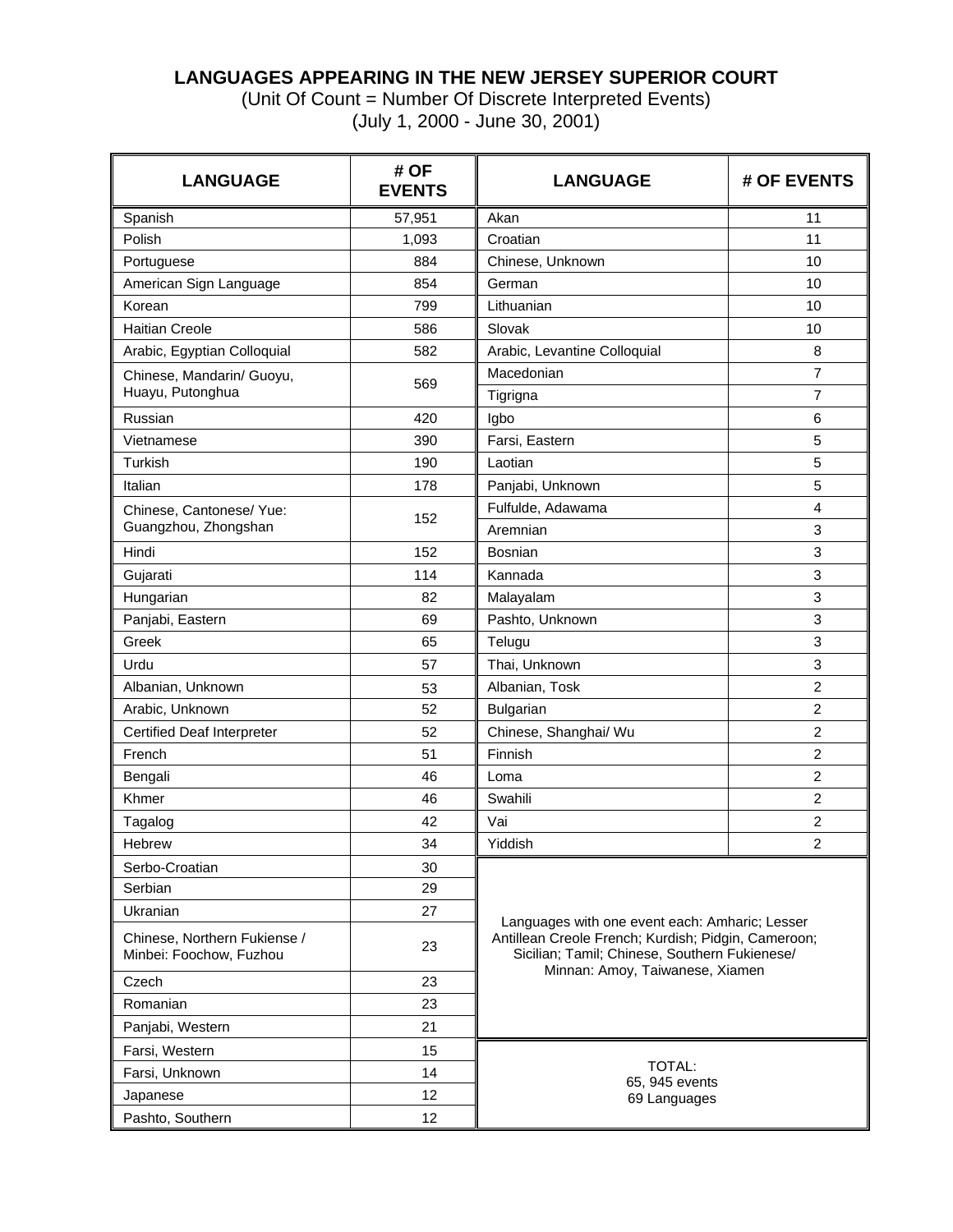# LANGUAGES APPEARING IN THE NEW JERSEY SUPERIOR COURT

(Unit Of Count = Number Of Discrete Interpreted Events)

(July 1, 2000 - June 30, 2001)

| LANGUAGE | # OF EVENTS | LANGUAGE | # OF EVENTS |
|---|---|---|---|
| Spanish | 57,951 | Akan | 11 |
| Polish | 1,093 | Croatian | 11 |
| Portuguese | 884 | Chinese, Unknown | 10 |
| American Sign Language | 854 | German | 10 |
| Korean | 799 | Lithuanian | 10 |
| Haitian Creole | 586 | Slovak | 10 |
| Arabic, Egyptian Colloquial | 582 | Arabic, Levantine Colloquial | 8 |
| Chinese, Mandarin/ Guoyu, Huayu, Putonghua | 569 | Macedonian | 7 |
| | | Tigrigna | 7 |
| Russian | 420 | Igbo | 6 |
| Vietnamese | 390 | Farsi, Eastern | 5 |
| Turkish | 190 | Laotian | 5 |
| Italian | 178 | Panjabi, Unknown | 5 |
| Chinese, Cantonese/ Yue: Guangzhou, Zhongshan | 152 | Fulfulde, Adawama | 4 |
| | | Aremnian | 3 |
| Hindi | 152 | Bosnian | 3 |
| Gujarati | 114 | Kannada | 3 |
| Hungarian | 82 | Malayalam | 3 |
| Panjabi, Eastern | 69 | Pashto, Unknown | 3 |
| Greek | 65 | Telugu | 3 |
| Urdu | 57 | Thai, Unknown | 3 |
| Albanian, Unknown | 53 | Albanian, Tosk | 2 |
| Arabic, Unknown | 52 | Bulgarian | 2 |
| Certified Deaf Interpreter | 52 | Chinese, Shanghai/ Wu | 2 |
| French | 51 | Finnish | 2 |
| Bengali | 46 | Loma | 2 |
| Khmer | 46 | Swahili | 2 |
| Tagalog | 42 | Vai | 2 |
| Hebrew | 34 | Yiddish | 2 |
| Serbo-Croatian | 30 | Languages with one event each: Amharic; Lesser Antillean Creole French; Kurdish; Pidgin, Cameroon; Sicilian; Tamil; Chinese, Southern Fukienese/ Minnan: Amoy, Taiwanese, Xiamen | |
| Serbian | 29 | | |
| Ukranian | 27 | | |
| Chinese, Northern Fukiense / Minbei: Foochow, Fuzhou | 23 | | |
| Czech | 23 | | |
| Romanian | 23 | | |
| Panjabi, Western | 21 | | |
| Farsi, Western | 15 | TOTAL: 65, 945 events 69 Languages | |
| Farsi, Unknown | 14 | | |
| Japanese | 12 | | |
| Pashto, Southern | 12 | | |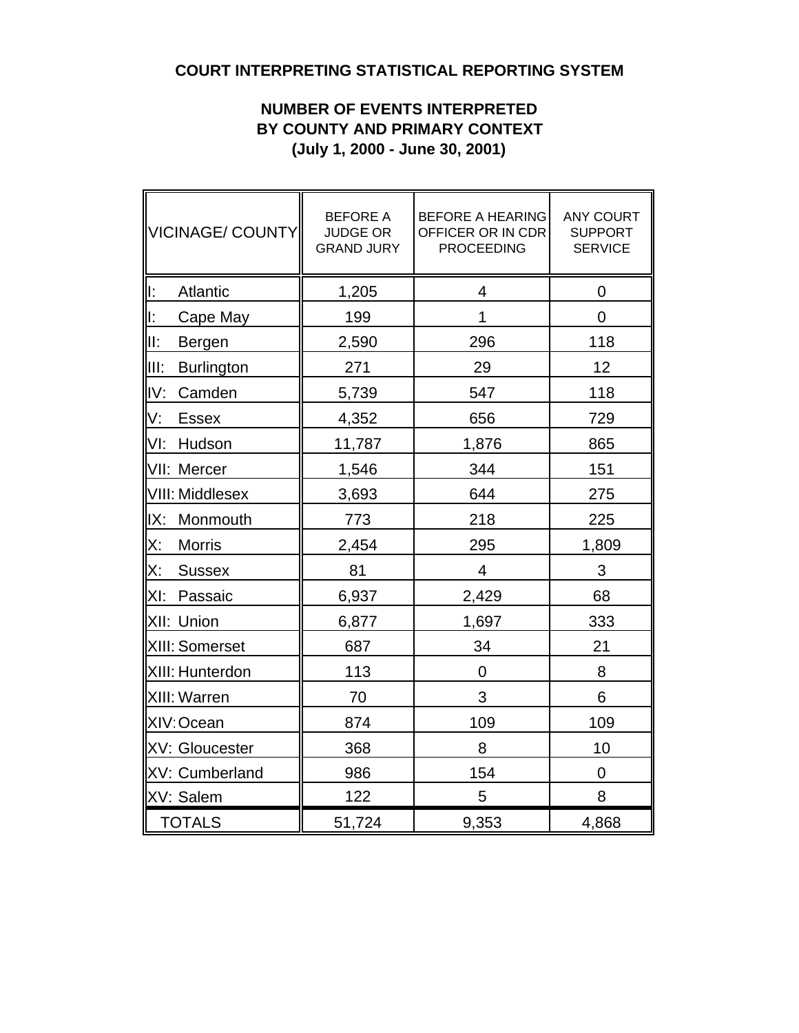## COURT INTERPRETING STATISTICAL REPORTING SYSTEM

### NUMBER OF EVENTS INTERPRETED BY COUNTY AND PRIMARY CONTEXT (July 1, 2000 - June 30, 2001)

| VICINAGE/ COUNTY | BEFORE A JUDGE OR GRAND JURY | BEFORE A HEARING OFFICER OR IN CDR PROCEEDING | ANY COURT SUPPORT SERVICE |
|---|---|---|---|
| I: Atlantic | 1,205 | 4 | 0 |
| I: Cape May | 199 | 1 | 0 |
| II: Bergen | 2,590 | 296 | 118 |
| III: Burlington | 271 | 29 | 12 |
| IV: Camden | 5,739 | 547 | 118 |
| V: Essex | 4,352 | 656 | 729 |
| VI: Hudson | 11,787 | 1,876 | 865 |
| VII: Mercer | 1,546 | 344 | 151 |
| VIII: Middlesex | 3,693 | 644 | 275 |
| IX: Monmouth | 773 | 218 | 225 |
| X: Morris | 2,454 | 295 | 1,809 |
| X: Sussex | 81 | 4 | 3 |
| XI: Passaic | 6,937 | 2,429 | 68 |
| XII: Union | 6,877 | 1,697 | 333 |
| XIII: Somerset | 687 | 34 | 21 |
| XIII: Hunterdon | 113 | 0 | 8 |
| XIII: Warren | 70 | 3 | 6 |
| XIV: Ocean | 874 | 109 | 109 |
| XV: Gloucester | 368 | 8 | 10 |
| XV: Cumberland | 986 | 154 | 0 |
| XV: Salem | 122 | 5 | 8 |
| TOTALS | 51,724 | 9,353 | 4,868 |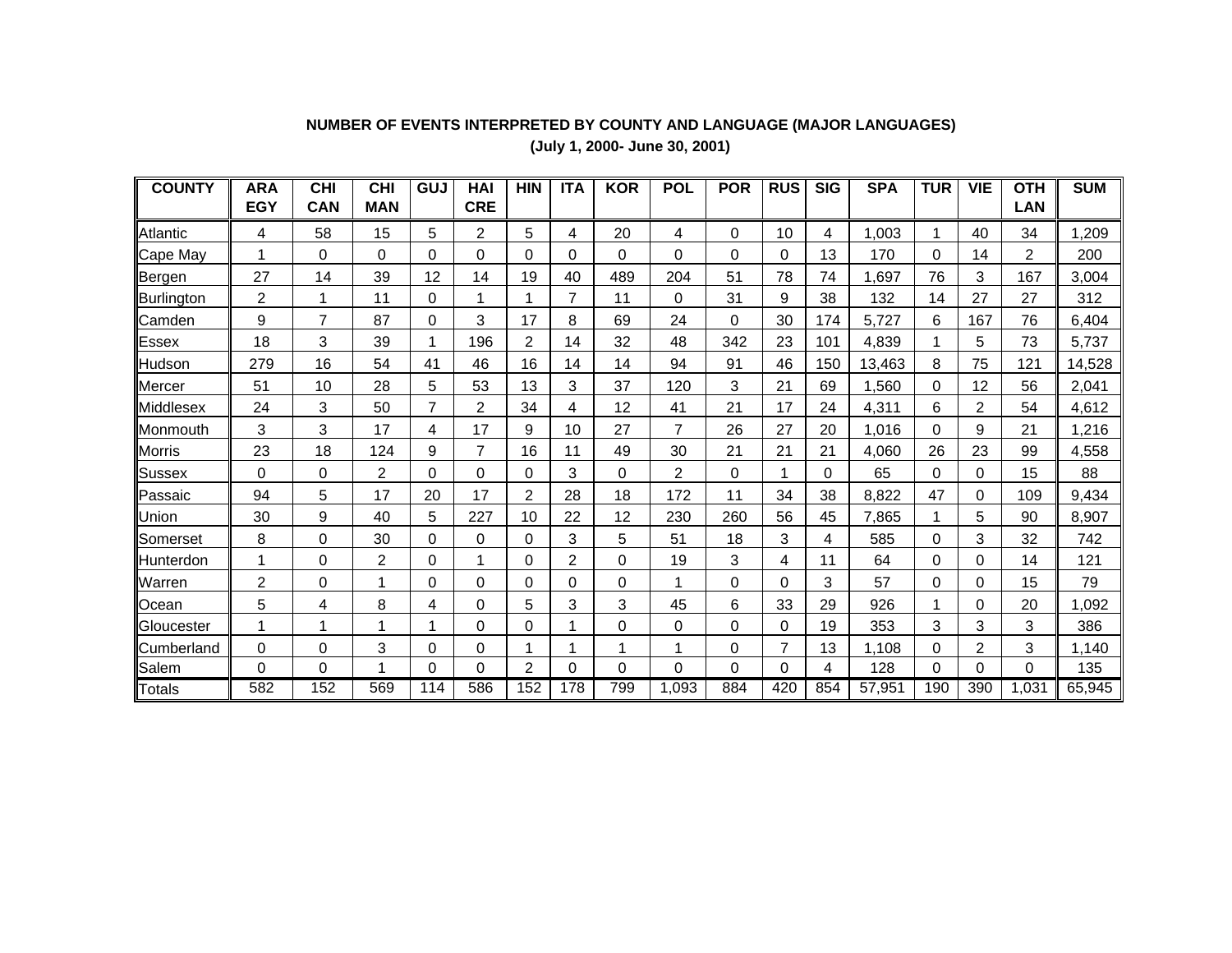**NUMBER OF EVENTS INTERPRETED BY COUNTY AND LANGUAGE (MAJOR LANGUAGES)**

**(July 1, 2000- June 30, 2001)**

| COUNTY | ARA EGY | CHI CAN | CHI MAN | GUJ | HAI CRE | HIN | ITA | KOR | POL | POR | RUS | SIG | SPA | TUR | VIE | OTH LAN | SUM |
|---|---|---|---|---|---|---|---|---|---|---|---|---|---|---|---|---|---|
| Atlantic | 4 | 58 | 15 | 5 | 2 | 5 | 4 | 20 | 4 | 0 | 10 | 4 | 1,003 | 1 | 40 | 34 | 1,209 |
| Cape May | 1 | 0 | 0 | 0 | 0 | 0 | 0 | 0 | 0 | 0 | 0 | 13 | 170 | 0 | 14 | 2 | 200 |
| Bergen | 27 | 14 | 39 | 12 | 14 | 19 | 40 | 489 | 204 | 51 | 78 | 74 | 1,697 | 76 | 3 | 167 | 3,004 |
| Burlington | 2 | 1 | 11 | 0 | 1 | 1 | 7 | 11 | 0 | 31 | 9 | 38 | 132 | 14 | 27 | 27 | 312 |
| Camden | 9 | 7 | 87 | 0 | 3 | 17 | 8 | 69 | 24 | 0 | 30 | 174 | 5,727 | 6 | 167 | 76 | 6,404 |
| Essex | 18 | 3 | 39 | 1 | 196 | 2 | 14 | 32 | 48 | 342 | 23 | 101 | 4,839 | 1 | 5 | 73 | 5,737 |
| Hudson | 279 | 16 | 54 | 41 | 46 | 16 | 14 | 14 | 94 | 91 | 46 | 150 | 13,463 | 8 | 75 | 121 | 14,528 |
| Mercer | 51 | 10 | 28 | 5 | 53 | 13 | 3 | 37 | 120 | 3 | 21 | 69 | 1,560 | 0 | 12 | 56 | 2,041 |
| Middlesex | 24 | 3 | 50 | 7 | 2 | 34 | 4 | 12 | 41 | 21 | 17 | 24 | 4,311 | 6 | 2 | 54 | 4,612 |
| Monmouth | 3 | 3 | 17 | 4 | 17 | 9 | 10 | 27 | 7 | 26 | 27 | 20 | 1,016 | 0 | 9 | 21 | 1,216 |
| Morris | 23 | 18 | 124 | 9 | 7 | 16 | 11 | 49 | 30 | 21 | 21 | 21 | 4,060 | 26 | 23 | 99 | 4,558 |
| Sussex | 0 | 0 | 2 | 0 | 0 | 0 | 3 | 0 | 2 | 0 | 1 | 0 | 65 | 0 | 0 | 15 | 88 |
| Passaic | 94 | 5 | 17 | 20 | 17 | 2 | 28 | 18 | 172 | 11 | 34 | 38 | 8,822 | 47 | 0 | 109 | 9,434 |
| Union | 30 | 9 | 40 | 5 | 227 | 10 | 22 | 12 | 230 | 260 | 56 | 45 | 7,865 | 1 | 5 | 90 | 8,907 |
| Somerset | 8 | 0 | 30 | 0 | 0 | 0 | 3 | 5 | 51 | 18 | 3 | 4 | 585 | 0 | 3 | 32 | 742 |
| Hunterdon | 1 | 0 | 2 | 0 | 1 | 0 | 2 | 0 | 19 | 3 | 4 | 11 | 64 | 0 | 0 | 14 | 121 |
| Warren | 2 | 0 | 1 | 0 | 0 | 0 | 0 | 0 | 1 | 0 | 0 | 3 | 57 | 0 | 0 | 15 | 79 |
| Ocean | 5 | 4 | 8 | 4 | 0 | 5 | 3 | 3 | 45 | 6 | 33 | 29 | 926 | 1 | 0 | 20 | 1,092 |
| Gloucester | 1 | 1 | 1 | 1 | 0 | 0 | 1 | 0 | 0 | 0 | 0 | 19 | 353 | 3 | 3 | 3 | 386 |
| Cumberland | 0 | 0 | 3 | 0 | 0 | 1 | 1 | 1 | 1 | 0 | 7 | 13 | 1,108 | 0 | 2 | 3 | 1,140 |
| Salem | 0 | 0 | 1 | 0 | 0 | 2 | 0 | 0 | 0 | 0 | 0 | 4 | 128 | 0 | 0 | 0 | 135 |
| Totals | 582 | 152 | 569 | 114 | 586 | 152 | 178 | 799 | 1,093 | 884 | 420 | 854 | 57,951 | 190 | 390 | 1,031 | 65,945 |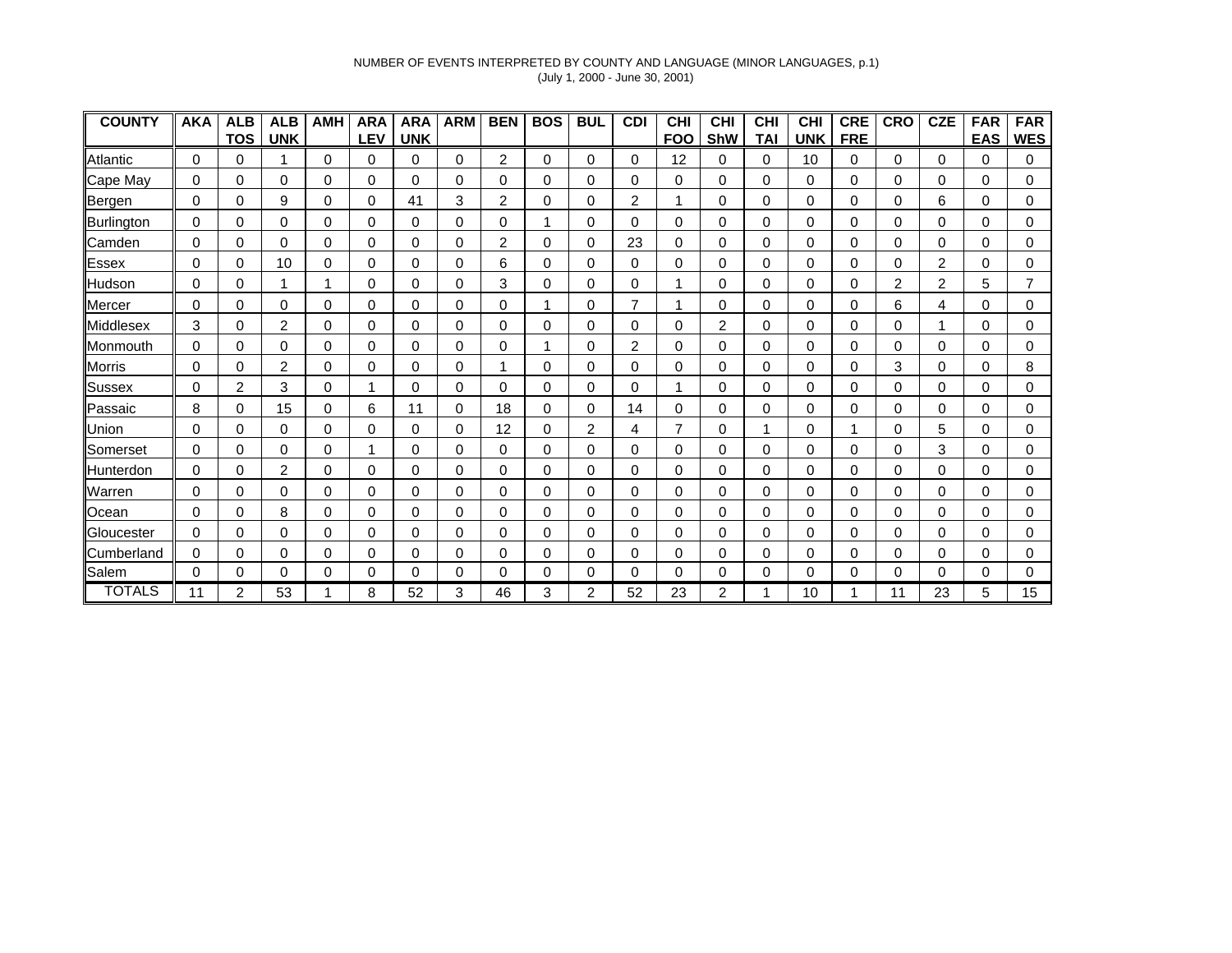NUMBER OF EVENTS INTERPRETED BY COUNTY AND LANGUAGE (MINOR LANGUAGES, p.1)
(July 1, 2000 - June 30, 2001)

| COUNTY | AKA | ALB TOS | ALB UNK | AMH | ARA LEV | ARA UNK | ARM | BEN | BOS | BUL | CDI | CHI FOO | CHI ShW | CHI TAI | CHI UNK | CRE FRE | CRO | CZE | FAR EAS | FAR WES |
|---|---|---|---|---|---|---|---|---|---|---|---|---|---|---|---|---|---|---|---|---|
| Atlantic | 0 | 0 | 1 | 0 | 0 | 0 | 0 | 2 | 0 | 0 | 0 | 12 | 0 | 0 | 10 | 0 | 0 | 0 | 0 | 0 |
| Cape May | 0 | 0 | 0 | 0 | 0 | 0 | 0 | 0 | 0 | 0 | 0 | 0 | 0 | 0 | 0 | 0 | 0 | 0 | 0 | 0 |
| Bergen | 0 | 0 | 9 | 0 | 0 | 41 | 3 | 2 | 0 | 0 | 2 | 1 | 0 | 0 | 0 | 0 | 0 | 6 | 0 | 0 |
| Burlington | 0 | 0 | 0 | 0 | 0 | 0 | 0 | 0 | 1 | 0 | 0 | 0 | 0 | 0 | 0 | 0 | 0 | 0 | 0 | 0 |
| Camden | 0 | 0 | 0 | 0 | 0 | 0 | 0 | 2 | 0 | 0 | 23 | 0 | 0 | 0 | 0 | 0 | 0 | 0 | 0 | 0 |
| Essex | 0 | 0 | 10 | 0 | 0 | 0 | 0 | 6 | 0 | 0 | 0 | 0 | 0 | 0 | 0 | 0 | 0 | 2 | 0 | 0 |
| Hudson | 0 | 0 | 1 | 1 | 0 | 0 | 0 | 3 | 0 | 0 | 0 | 1 | 0 | 0 | 0 | 0 | 2 | 2 | 5 | 7 |
| Mercer | 0 | 0 | 0 | 0 | 0 | 0 | 0 | 0 | 1 | 0 | 7 | 1 | 0 | 0 | 0 | 0 | 6 | 4 | 0 | 0 |
| Middlesex | 3 | 0 | 2 | 0 | 0 | 0 | 0 | 0 | 0 | 0 | 0 | 0 | 2 | 0 | 0 | 0 | 0 | 1 | 0 | 0 |
| Monmouth | 0 | 0 | 0 | 0 | 0 | 0 | 0 | 0 | 1 | 0 | 2 | 0 | 0 | 0 | 0 | 0 | 0 | 0 | 0 | 0 |
| Morris | 0 | 0 | 2 | 0 | 0 | 0 | 0 | 1 | 0 | 0 | 0 | 0 | 0 | 0 | 0 | 0 | 3 | 0 | 0 | 8 |
| Sussex | 0 | 2 | 3 | 0 | 1 | 0 | 0 | 0 | 0 | 0 | 0 | 1 | 0 | 0 | 0 | 0 | 0 | 0 | 0 | 0 |
| Passaic | 8 | 0 | 15 | 0 | 6 | 11 | 0 | 18 | 0 | 0 | 14 | 0 | 0 | 0 | 0 | 0 | 0 | 0 | 0 | 0 |
| Union | 0 | 0 | 0 | 0 | 0 | 0 | 0 | 12 | 0 | 2 | 4 | 7 | 0 | 1 | 0 | 1 | 0 | 5 | 0 | 0 |
| Somerset | 0 | 0 | 0 | 0 | 1 | 0 | 0 | 0 | 0 | 0 | 0 | 0 | 0 | 0 | 0 | 0 | 0 | 3 | 0 | 0 |
| Hunterdon | 0 | 0 | 2 | 0 | 0 | 0 | 0 | 0 | 0 | 0 | 0 | 0 | 0 | 0 | 0 | 0 | 0 | 0 | 0 | 0 |
| Warren | 0 | 0 | 0 | 0 | 0 | 0 | 0 | 0 | 0 | 0 | 0 | 0 | 0 | 0 | 0 | 0 | 0 | 0 | 0 | 0 |
| Ocean | 0 | 0 | 8 | 0 | 0 | 0 | 0 | 0 | 0 | 0 | 0 | 0 | 0 | 0 | 0 | 0 | 0 | 0 | 0 | 0 |
| Gloucester | 0 | 0 | 0 | 0 | 0 | 0 | 0 | 0 | 0 | 0 | 0 | 0 | 0 | 0 | 0 | 0 | 0 | 0 | 0 | 0 |
| Cumberland | 0 | 0 | 0 | 0 | 0 | 0 | 0 | 0 | 0 | 0 | 0 | 0 | 0 | 0 | 0 | 0 | 0 | 0 | 0 | 0 |
| Salem | 0 | 0 | 0 | 0 | 0 | 0 | 0 | 0 | 0 | 0 | 0 | 0 | 0 | 0 | 0 | 0 | 0 | 0 | 0 | 0 |
| TOTALS | 11 | 2 | 53 | 1 | 8 | 52 | 3 | 46 | 3 | 2 | 52 | 23 | 2 | 1 | 10 | 1 | 11 | 23 | 5 | 15 |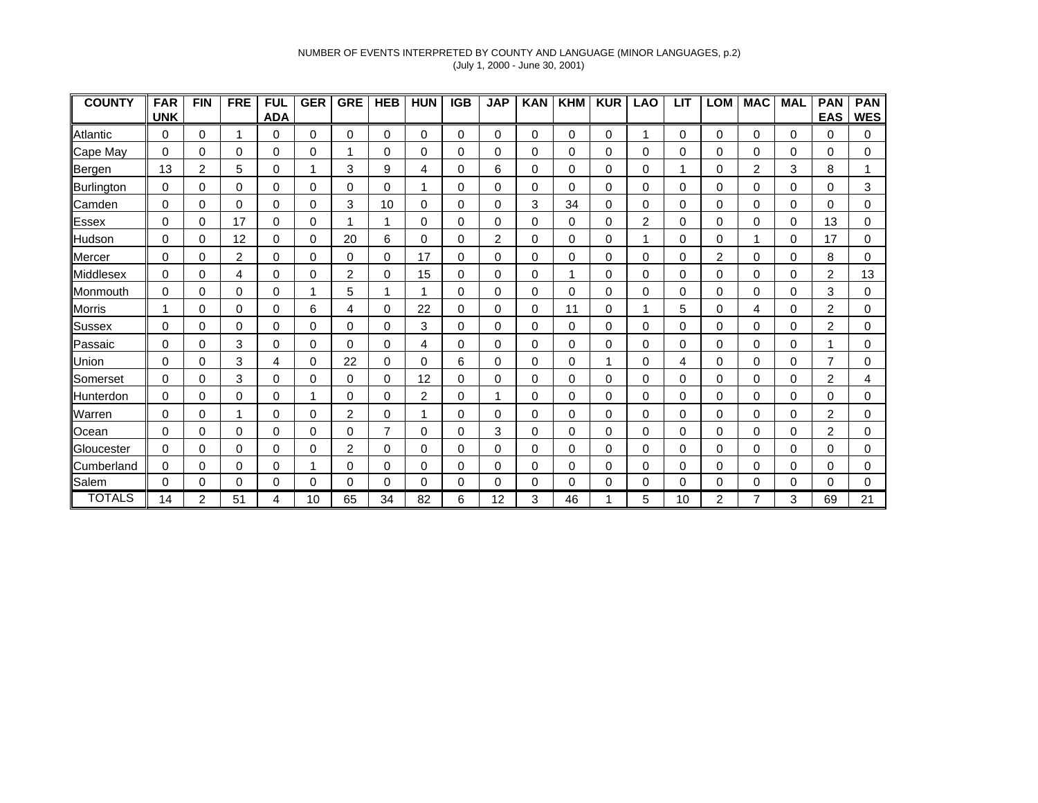NUMBER OF EVENTS INTERPRETED BY COUNTY AND LANGUAGE (MINOR LANGUAGES, p.2)
(July 1, 2000 - June 30, 2001)

| COUNTY | FAR UNK | FIN | FRE | FUL ADA | GER | GRE | HEB | HUN | IGB | JAP | KAN | KHM | KUR | LAO | LIT | LOM | MAC | MAL | PAN EAS | PAN WES |
|---|---|---|---|---|---|---|---|---|---|---|---|---|---|---|---|---|---|---|---|---|
| Atlantic | 0 | 0 | 1 | 0 | 0 | 0 | 0 | 0 | 0 | 0 | 0 | 0 | 0 | 1 | 0 | 0 | 0 | 0 | 0 | 0 |
| Cape May | 0 | 0 | 0 | 0 | 0 | 1 | 0 | 0 | 0 | 0 | 0 | 0 | 0 | 0 | 0 | 0 | 0 | 0 | 0 | 0 |
| Bergen | 13 | 2 | 5 | 0 | 1 | 3 | 9 | 4 | 0 | 6 | 0 | 0 | 0 | 0 | 1 | 0 | 2 | 3 | 8 | 1 |
| Burlington | 0 | 0 | 0 | 0 | 0 | 0 | 0 | 1 | 0 | 0 | 0 | 0 | 0 | 0 | 0 | 0 | 0 | 0 | 0 | 3 |
| Camden | 0 | 0 | 0 | 0 | 0 | 3 | 10 | 0 | 0 | 0 | 3 | 34 | 0 | 0 | 0 | 0 | 0 | 0 | 0 | 0 |
| Essex | 0 | 0 | 17 | 0 | 0 | 1 | 1 | 0 | 0 | 0 | 0 | 0 | 0 | 2 | 0 | 0 | 0 | 0 | 13 | 0 |
| Hudson | 0 | 0 | 12 | 0 | 0 | 20 | 6 | 0 | 0 | 2 | 0 | 0 | 0 | 1 | 0 | 0 | 1 | 0 | 17 | 0 |
| Mercer | 0 | 0 | 2 | 0 | 0 | 0 | 0 | 17 | 0 | 0 | 0 | 0 | 0 | 0 | 0 | 2 | 0 | 0 | 8 | 0 |
| Middlesex | 0 | 0 | 4 | 0 | 0 | 2 | 0 | 15 | 0 | 0 | 0 | 1 | 0 | 0 | 0 | 0 | 0 | 0 | 2 | 13 |
| Monmouth | 0 | 0 | 0 | 0 | 1 | 5 | 1 | 1 | 0 | 0 | 0 | 0 | 0 | 0 | 0 | 0 | 0 | 0 | 3 | 0 |
| Morris | 1 | 0 | 0 | 0 | 6 | 4 | 0 | 22 | 0 | 0 | 0 | 11 | 0 | 1 | 5 | 0 | 4 | 0 | 2 | 0 |
| Sussex | 0 | 0 | 0 | 0 | 0 | 0 | 0 | 3 | 0 | 0 | 0 | 0 | 0 | 0 | 0 | 0 | 0 | 0 | 2 | 0 |
| Passaic | 0 | 0 | 3 | 0 | 0 | 0 | 0 | 4 | 0 | 0 | 0 | 0 | 0 | 0 | 0 | 0 | 0 | 0 | 1 | 0 |
| Union | 0 | 0 | 3 | 4 | 0 | 22 | 0 | 0 | 6 | 0 | 0 | 0 | 1 | 0 | 4 | 0 | 0 | 0 | 7 | 0 |
| Somerset | 0 | 0 | 3 | 0 | 0 | 0 | 0 | 12 | 0 | 0 | 0 | 0 | 0 | 0 | 0 | 0 | 0 | 0 | 2 | 4 |
| Hunterdon | 0 | 0 | 0 | 0 | 1 | 0 | 0 | 2 | 0 | 1 | 0 | 0 | 0 | 0 | 0 | 0 | 0 | 0 | 0 | 0 |
| Warren | 0 | 0 | 1 | 0 | 0 | 2 | 0 | 1 | 0 | 0 | 0 | 0 | 0 | 0 | 0 | 0 | 0 | 0 | 2 | 0 |
| Ocean | 0 | 0 | 0 | 0 | 0 | 0 | 7 | 0 | 0 | 3 | 0 | 0 | 0 | 0 | 0 | 0 | 0 | 0 | 2 | 0 |
| Gloucester | 0 | 0 | 0 | 0 | 0 | 2 | 0 | 0 | 0 | 0 | 0 | 0 | 0 | 0 | 0 | 0 | 0 | 0 | 0 | 0 |
| Cumberland | 0 | 0 | 0 | 0 | 1 | 0 | 0 | 0 | 0 | 0 | 0 | 0 | 0 | 0 | 0 | 0 | 0 | 0 | 0 | 0 |
| Salem | 0 | 0 | 0 | 0 | 0 | 0 | 0 | 0 | 0 | 0 | 0 | 0 | 0 | 0 | 0 | 0 | 0 | 0 | 0 | 0 |
| TOTALS | 14 | 2 | 51 | 4 | 10 | 65 | 34 | 82 | 6 | 12 | 3 | 46 | 1 | 5 | 10 | 2 | 7 | 3 | 69 | 21 |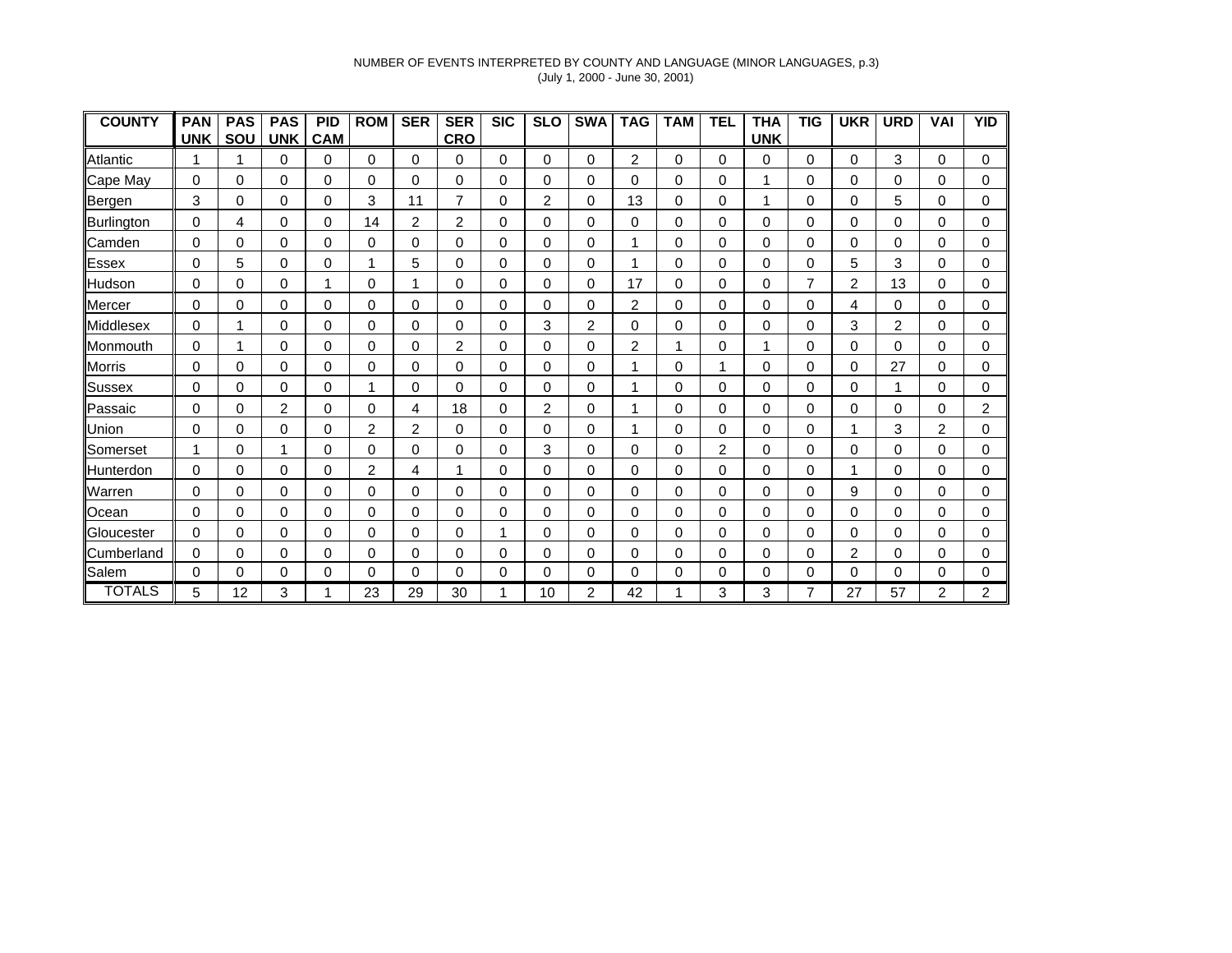NUMBER OF EVENTS INTERPRETED BY COUNTY AND LANGUAGE (MINOR LANGUAGES, p.3)
(July 1, 2000 - June 30, 2001)

| COUNTY | PAN UNK | PAS SOU | PAS UNK | PID CAM | ROM | SER | SER CRO | SIC | SLO | SWA | TAG | TAM | TEL | THA UNK | TIG | UKR | URD | VAI | YID |
|---|---|---|---|---|---|---|---|---|---|---|---|---|---|---|---|---|---|---|---|
| Atlantic | 1 | 1 | 0 | 0 | 0 | 0 | 0 | 0 | 0 | 0 | 2 | 0 | 0 | 0 | 0 | 0 | 3 | 0 | 0 |
| Cape May | 0 | 0 | 0 | 0 | 0 | 0 | 0 | 0 | 0 | 0 | 0 | 0 | 0 | 1 | 0 | 0 | 0 | 0 | 0 |
| Bergen | 3 | 0 | 0 | 0 | 3 | 11 | 7 | 0 | 2 | 0 | 13 | 0 | 0 | 1 | 0 | 0 | 5 | 0 | 0 |
| Burlington | 0 | 4 | 0 | 0 | 14 | 2 | 2 | 0 | 0 | 0 | 0 | 0 | 0 | 0 | 0 | 0 | 0 | 0 | 0 |
| Camden | 0 | 0 | 0 | 0 | 0 | 0 | 0 | 0 | 0 | 0 | 1 | 0 | 0 | 0 | 0 | 0 | 0 | 0 | 0 |
| Essex | 0 | 5 | 0 | 0 | 1 | 5 | 0 | 0 | 0 | 0 | 1 | 0 | 0 | 0 | 0 | 5 | 3 | 0 | 0 |
| Hudson | 0 | 0 | 0 | 1 | 0 | 1 | 0 | 0 | 0 | 0 | 17 | 0 | 0 | 0 | 7 | 2 | 13 | 0 | 0 |
| Mercer | 0 | 0 | 0 | 0 | 0 | 0 | 0 | 0 | 0 | 0 | 2 | 0 | 0 | 0 | 0 | 4 | 0 | 0 | 0 |
| Middlesex | 0 | 1 | 0 | 0 | 0 | 0 | 0 | 0 | 3 | 2 | 0 | 0 | 0 | 0 | 0 | 3 | 2 | 0 | 0 |
| Monmouth | 0 | 1 | 0 | 0 | 0 | 0 | 2 | 0 | 0 | 0 | 2 | 1 | 0 | 1 | 0 | 0 | 0 | 0 | 0 |
| Morris | 0 | 0 | 0 | 0 | 0 | 0 | 0 | 0 | 0 | 0 | 1 | 0 | 1 | 0 | 0 | 0 | 27 | 0 | 0 |
| Sussex | 0 | 0 | 0 | 0 | 1 | 0 | 0 | 0 | 0 | 0 | 1 | 0 | 0 | 0 | 0 | 0 | 1 | 0 | 0 |
| Passaic | 0 | 0 | 2 | 0 | 0 | 4 | 18 | 0 | 2 | 0 | 1 | 0 | 0 | 0 | 0 | 0 | 0 | 0 | 2 |
| Union | 0 | 0 | 0 | 0 | 2 | 2 | 0 | 0 | 0 | 0 | 1 | 0 | 0 | 0 | 0 | 1 | 3 | 2 | 0 |
| Somerset | 1 | 0 | 1 | 0 | 0 | 0 | 0 | 0 | 3 | 0 | 0 | 0 | 2 | 0 | 0 | 0 | 0 | 0 | 0 |
| Hunterdon | 0 | 0 | 0 | 0 | 2 | 4 | 1 | 0 | 0 | 0 | 0 | 0 | 0 | 0 | 0 | 1 | 0 | 0 | 0 |
| Warren | 0 | 0 | 0 | 0 | 0 | 0 | 0 | 0 | 0 | 0 | 0 | 0 | 0 | 0 | 0 | 9 | 0 | 0 | 0 |
| Ocean | 0 | 0 | 0 | 0 | 0 | 0 | 0 | 0 | 0 | 0 | 0 | 0 | 0 | 0 | 0 | 0 | 0 | 0 | 0 |
| Gloucester | 0 | 0 | 0 | 0 | 0 | 0 | 0 | 1 | 0 | 0 | 0 | 0 | 0 | 0 | 0 | 0 | 0 | 0 | 0 |
| Cumberland | 0 | 0 | 0 | 0 | 0 | 0 | 0 | 0 | 0 | 0 | 0 | 0 | 0 | 0 | 0 | 2 | 0 | 0 | 0 |
| Salem | 0 | 0 | 0 | 0 | 0 | 0 | 0 | 0 | 0 | 0 | 0 | 0 | 0 | 0 | 0 | 0 | 0 | 0 | 0 |
| TOTALS | 5 | 12 | 3 | 1 | 23 | 29 | 30 | 1 | 10 | 2 | 42 | 1 | 3 | 3 | 7 | 27 | 57 | 2 | 2 |